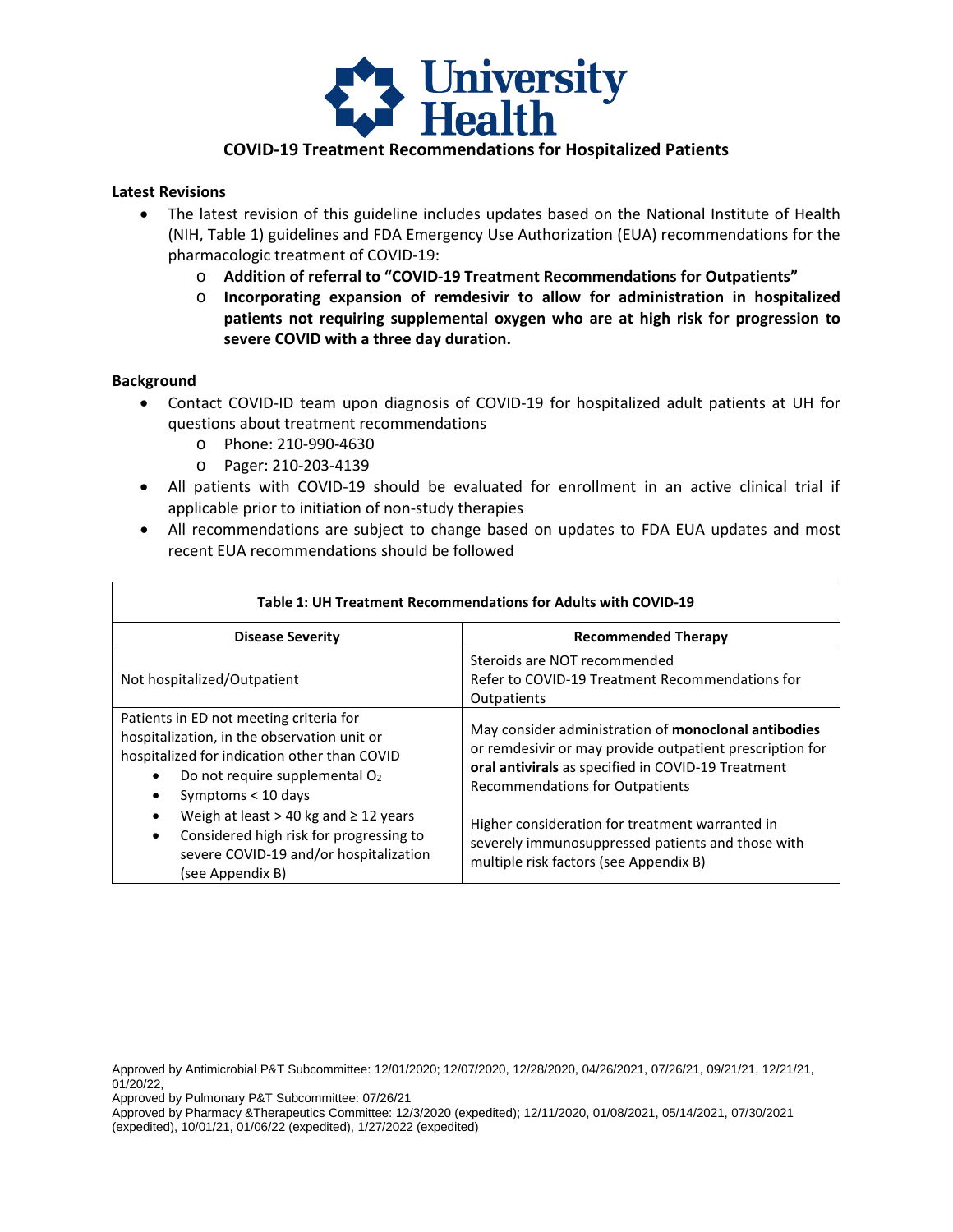# University Health

## COVID-19 Treatment Recommendations for Hospitalized Patients

### Latest Revisions

- The latest revision of this guideline includes updates based on the National Institute of Health (NIH, Table 1) guidelines and FDA Emergency Use Authorization (EUA) recommendations for the pharmacologic treatment of COVID-19:
  - **Addition of referral to "COVID-19 Treatment Recommendations for Outpatients"**
  - **Incorporating expansion of remdesivir to allow for administration in hospitalized patients not requiring supplemental oxygen who are at high risk for progression to severe COVID with a three day duration.**

### Background

- Contact COVID-ID team upon diagnosis of COVID-19 for hospitalized adult patients at UH for questions about treatment recommendations
  - Phone: 210-990-4630
  - Pager: 210-203-4139
- All patients with COVID-19 should be evaluated for enrollment in an active clinical trial if applicable prior to initiation of non-study therapies
- All recommendations are subject to change based on updates to FDA EUA updates and most recent EUA recommendations should be followed

**Table 1: UH Treatment Recommendations for Adults with COVID-19**

| Disease Severity | Recommended Therapy |
|---|---|
| Not hospitalized/Outpatient | Steroids are NOT recommended<br>Refer to COVID-19 Treatment Recommendations for Outpatients |
| Patients in ED not meeting criteria for hospitalization, in the observation unit or hospitalized for indication other than COVID<br>• Do not require supplemental $O_2$<br>• Symptoms < 10 days<br>• Weigh at least > 40 kg and ≥ 12 years<br>• Considered high risk for progressing to severe COVID-19 and/or hospitalization (see Appendix B) | May consider administration of **monoclonal antibodies** or remdesivir or may provide outpatient prescription for **oral antivirals** as specified in COVID-19 Treatment Recommendations for Outpatients<br><br>Higher consideration for treatment warranted in severely immunosuppressed patients and those with multiple risk factors (see Appendix B) |

Approved by Antimicrobial P&T Subcommittee: 12/01/2020; 12/07/2020, 12/28/2020, 04/26/2021, 07/26/21, 09/21/21, 12/21/21, 01/20/22,
Approved by Pulmonary P&T Subcommittee: 07/26/21
Approved by Pharmacy &Therapeutics Committee: 12/3/2020 (expedited); 12/11/2020, 01/08/2021, 05/14/2021, 07/30/2021 (expedited), 10/01/21, 01/06/22 (expedited), 1/27/2022 (expedited)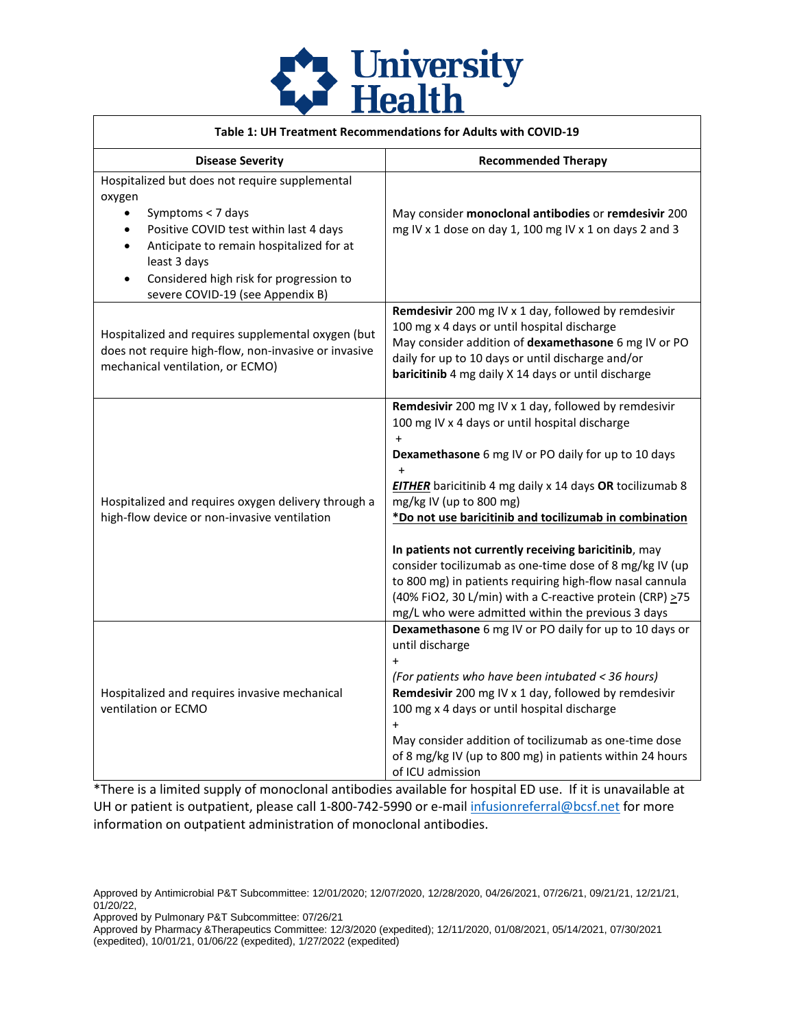University Health

**Table 1: UH Treatment Recommendations for Adults with COVID-19**

| Disease Severity | Recommended Therapy |
|---|---|
| Hospitalized but does not require supplemental oxygen<br>• Symptoms < 7 days<br>• Positive COVID test within last 4 days<br>• Anticipate to remain hospitalized for at least 3 days<br>• Considered high risk for progression to severe COVID-19 (see Appendix B) | May consider **monoclonal antibodies** or **remdesivir** 200 mg IV x 1 dose on day 1, 100 mg IV x 1 on days 2 and 3 |
| Hospitalized and requires supplemental oxygen (but does not require high-flow, non-invasive or invasive mechanical ventilation, or ECMO) | **Remdesivir** 200 mg IV x 1 day, followed by remdesivir 100 mg x 4 days or until hospital discharge<br>May consider addition of **dexamethasone** 6 mg IV or PO daily for up to 10 days or until discharge and/or **baricitinib** 4 mg daily X 14 days or until discharge |
| Hospitalized and requires oxygen delivery through a high-flow device or non-invasive ventilation | **Remdesivir** 200 mg IV x 1 day, followed by remdesivir 100 mg IV x 4 days or until hospital discharge<br>+<br>**Dexamethasone** 6 mg IV or PO daily for up to 10 days<br>+<br>***EITHER*** baricitinib 4 mg daily x 14 days **OR** tocilizumab 8 mg/kg IV (up to 800 mg)<br>**\*Do not use baricitinib and tocilizumab in combination**<br><br>**In patients not currently receiving baricitinib**, may consider tocilizumab as one-time dose of 8 mg/kg IV (up to 800 mg) in patients requiring high-flow nasal cannula (40% FiO2, 30 L/min) with a C-reactive protein (CRP) ≥75 mg/L who were admitted within the previous 3 days |
| Hospitalized and requires invasive mechanical ventilation or ECMO | **Dexamethasone** 6 mg IV or PO daily for up to 10 days or until discharge<br>+<br>*(For patients who have been intubated < 36 hours)*<br>**Remdesivir** 200 mg IV x 1 day, followed by remdesivir 100 mg x 4 days or until hospital discharge<br>+<br>May consider addition of tocilizumab as one-time dose of 8 mg/kg IV (up to 800 mg) in patients within 24 hours of ICU admission |

*There is a limited supply of monoclonal antibodies available for hospital ED use. If it is unavailable at UH or patient is outpatient, please call 1-800-742-5990 or e-mail infusionreferral@bcsf.net for more information on outpatient administration of monoclonal antibodies.

Approved by Antimicrobial P&T Subcommittee: 12/01/2020; 12/07/2020, 12/28/2020, 04/26/2021, 07/26/21, 09/21/21, 12/21/21, 01/20/22,
Approved by Pulmonary P&T Subcommittee: 07/26/21
Approved by Pharmacy &Therapeutics Committee: 12/3/2020 (expedited); 12/11/2020, 01/08/2021, 05/14/2021, 07/30/2021 (expedited), 10/01/21, 01/06/22 (expedited), 1/27/2022 (expedited)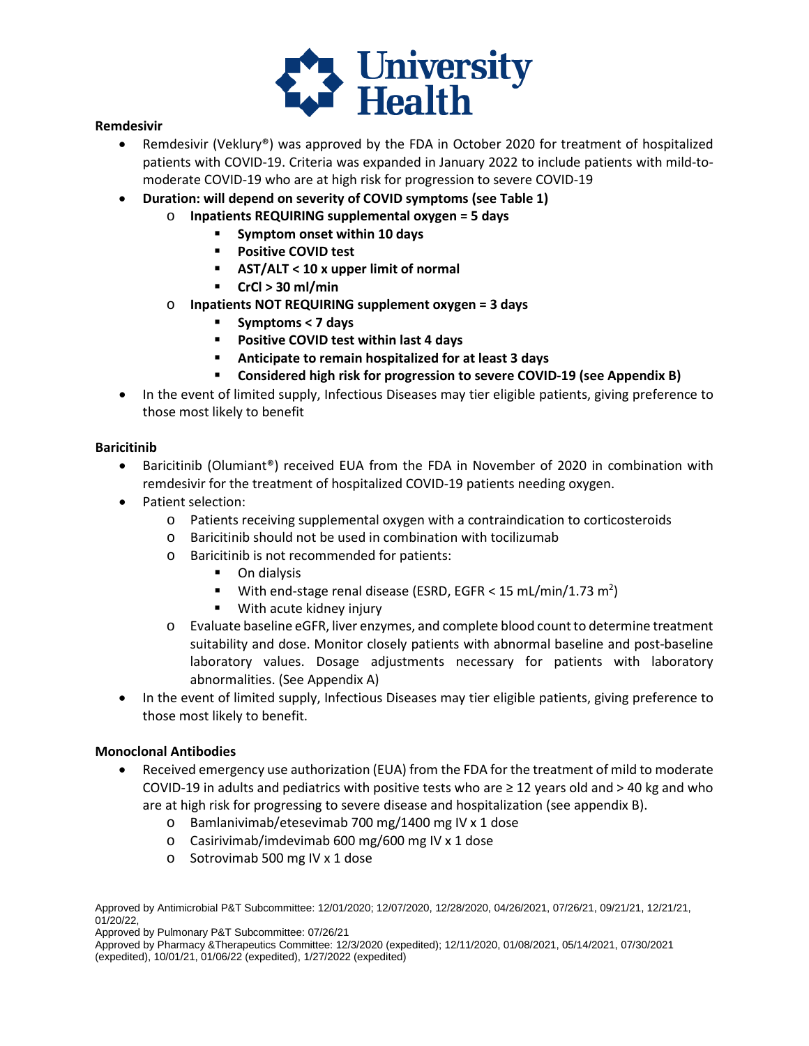**Remdesivir**

- Remdesivir (Veklury®) was approved by the FDA in October 2020 for treatment of hospitalized patients with COVID-19. Criteria was expanded in January 2022 to include patients with mild-to-moderate COVID-19 who are at high risk for progression to severe COVID-19
- **Duration: will depend on severity of COVID symptoms (see Table 1)**
  - **Inpatients REQUIRING supplemental oxygen = 5 days**
    - **Symptom onset within 10 days**
    - **Positive COVID test**
    - **AST/ALT < 10 x upper limit of normal**
    - **CrCl > 30 ml/min**
  - **Inpatients NOT REQUIRING supplement oxygen = 3 days**
    - **Symptoms < 7 days**
    - **Positive COVID test within last 4 days**
    - **Anticipate to remain hospitalized for at least 3 days**
    - **Considered high risk for progression to severe COVID-19 (see Appendix B)**
- In the event of limited supply, Infectious Diseases may tier eligible patients, giving preference to those most likely to benefit

**Baricitinib**

- Baricitinib (Olumiant®) received EUA from the FDA in November of 2020 in combination with remdesivir for the treatment of hospitalized COVID-19 patients needing oxygen.
- Patient selection:
  - Patients receiving supplemental oxygen with a contraindication to corticosteroids
  - Baricitinib should not be used in combination with tocilizumab
  - Baricitinib is not recommended for patients:
    - On dialysis
    - With end-stage renal disease (ESRD, EGFR < 15 mL/min/1.73 $m^2$)
    - With acute kidney injury
  - Evaluate baseline eGFR, liver enzymes, and complete blood count to determine treatment suitability and dose. Monitor closely patients with abnormal baseline and post-baseline laboratory values. Dosage adjustments necessary for patients with laboratory abnormalities. (See Appendix A)
- In the event of limited supply, Infectious Diseases may tier eligible patients, giving preference to those most likely to benefit.

**Monoclonal Antibodies**

- Received emergency use authorization (EUA) from the FDA for the treatment of mild to moderate COVID-19 in adults and pediatrics with positive tests who are ≥ 12 years old and > 40 kg and who are at high risk for progressing to severe disease and hospitalization (see appendix B).
  - Bamlanivimab/etesevimab 700 mg/1400 mg IV x 1 dose
  - Casirivimab/imdevimab 600 mg/600 mg IV x 1 dose
  - Sotrovimab 500 mg IV x 1 dose

Approved by Antimicrobial P&T Subcommittee: 12/01/2020; 12/07/2020, 12/28/2020, 04/26/2021, 07/26/21, 09/21/21, 12/21/21, 01/20/22,
Approved by Pulmonary P&T Subcommittee: 07/26/21
Approved by Pharmacy &Therapeutics Committee: 12/3/2020 (expedited); 12/11/2020, 01/08/2021, 05/14/2021, 07/30/2021 (expedited), 10/01/21, 01/06/22 (expedited), 1/27/2022 (expedited)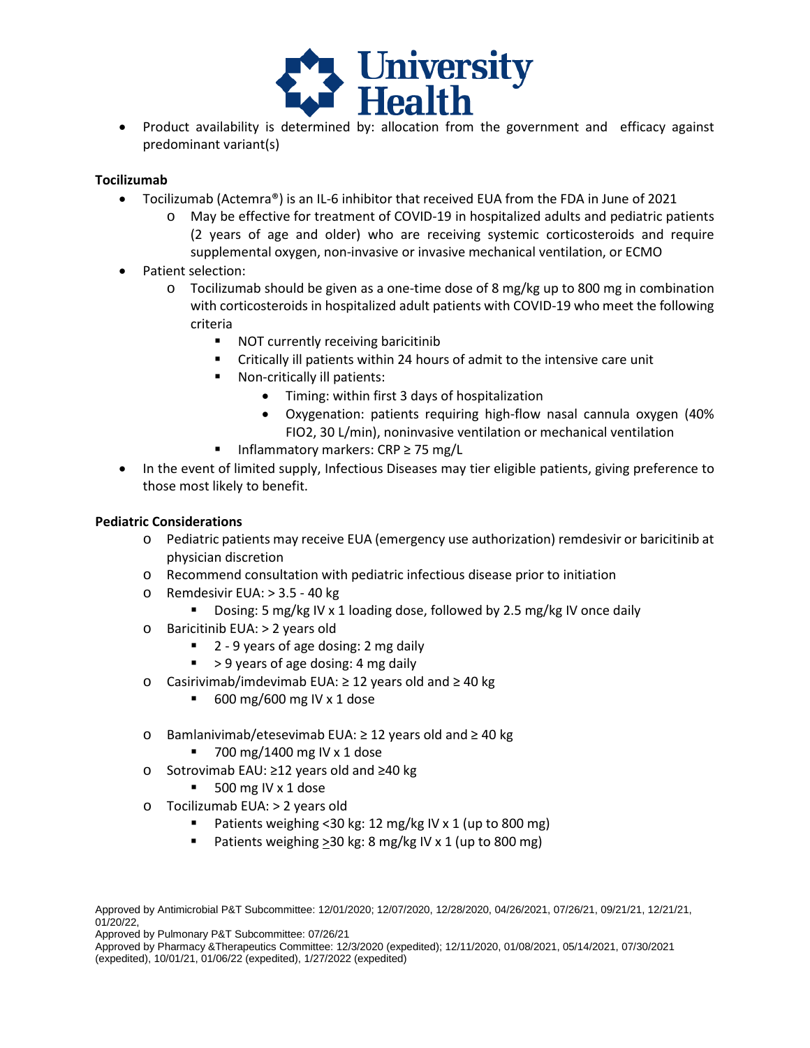- Product availability is determined by: allocation from the government and efficacy against predominant variant(s)

**Tocilizumab**

- Tocilizumab (Actemra®) is an IL-6 inhibitor that received EUA from the FDA in June of 2021
  - May be effective for treatment of COVID-19 in hospitalized adults and pediatric patients (2 years of age and older) who are receiving systemic corticosteroids and require supplemental oxygen, non-invasive or invasive mechanical ventilation, or ECMO
- Patient selection:
  - Tocilizumab should be given as a one-time dose of 8 mg/kg up to 800 mg in combination with corticosteroids in hospitalized adult patients with COVID-19 who meet the following criteria
    - NOT currently receiving baricitinib
    - Critically ill patients within 24 hours of admit to the intensive care unit
    - Non-critically ill patients:
      - Timing: within first 3 days of hospitalization
      - Oxygenation: patients requiring high-flow nasal cannula oxygen (40% FIO2, 30 L/min), noninvasive ventilation or mechanical ventilation
    - Inflammatory markers: CRP ≥ 75 mg/L
- In the event of limited supply, Infectious Diseases may tier eligible patients, giving preference to those most likely to benefit.

**Pediatric Considerations**

- Pediatric patients may receive EUA (emergency use authorization) remdesivir or baricitinib at physician discretion
- Recommend consultation with pediatric infectious disease prior to initiation
- Remdesivir EUA: > 3.5 - 40 kg
  - Dosing: 5 mg/kg IV x 1 loading dose, followed by 2.5 mg/kg IV once daily
- Baricitinib EUA: > 2 years old
  - 2 - 9 years of age dosing: 2 mg daily
  - \> 9 years of age dosing: 4 mg daily
- Casirivimab/imdevimab EUA: ≥ 12 years old and ≥ 40 kg
  - 600 mg/600 mg IV x 1 dose
- Bamlanivimab/etesevimab EUA: ≥ 12 years old and ≥ 40 kg
  - 700 mg/1400 mg IV x 1 dose
- Sotrovimab EAU: ≥12 years old and ≥40 kg
  - 500 mg IV x 1 dose
- Tocilizumab EUA: > 2 years old
  - Patients weighing <30 kg: 12 mg/kg IV x 1 (up to 800 mg)
  - Patients weighing ≥30 kg: 8 mg/kg IV x 1 (up to 800 mg)

Approved by Antimicrobial P&T Subcommittee: 12/01/2020; 12/07/2020, 12/28/2020, 04/26/2021, 07/26/21, 09/21/21, 12/21/21, 01/20/22,
Approved by Pulmonary P&T Subcommittee: 07/26/21
Approved by Pharmacy &Therapeutics Committee: 12/3/2020 (expedited); 12/11/2020, 01/08/2021, 05/14/2021, 07/30/2021 (expedited), 10/01/21, 01/06/22 (expedited), 1/27/2022 (expedited)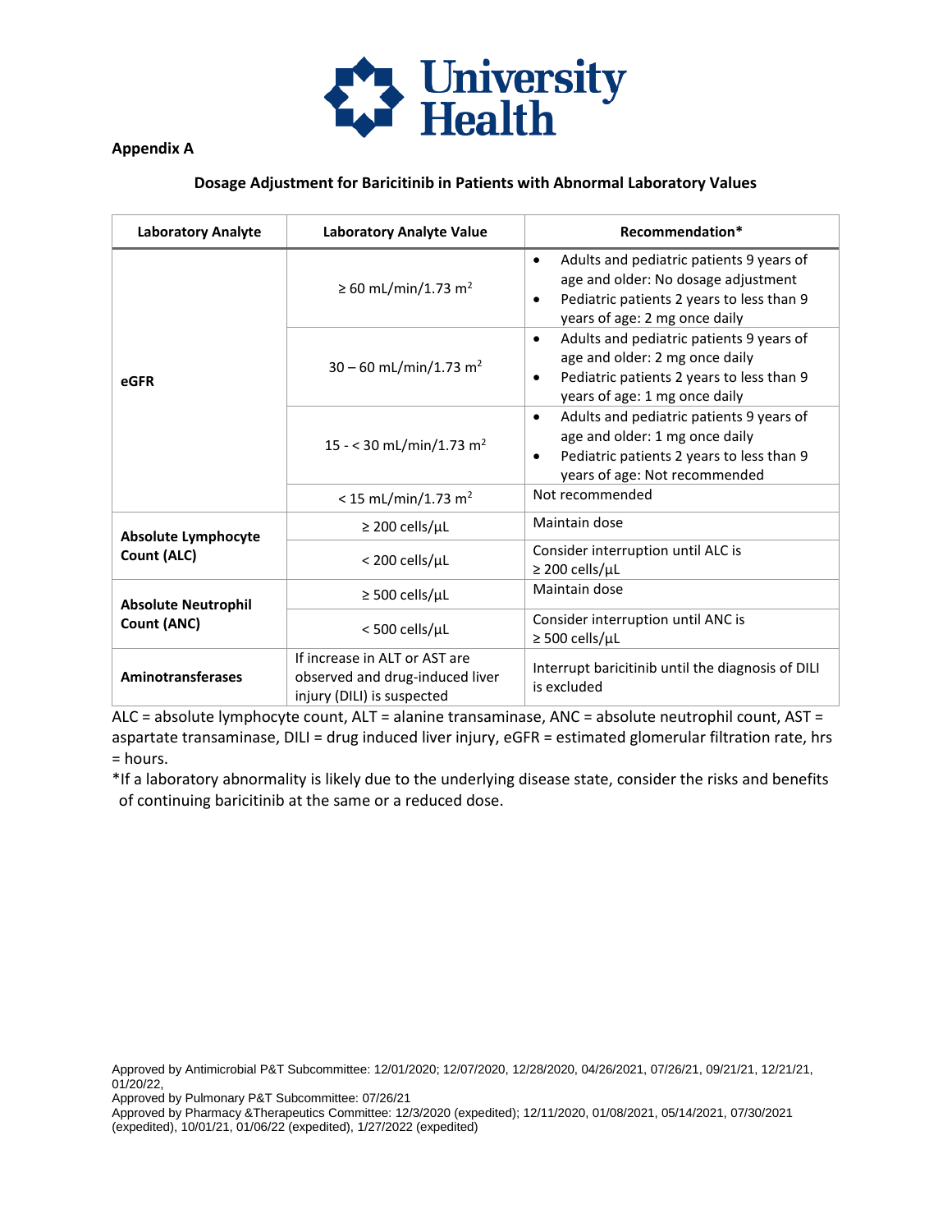**Appendix A**

**Dosage Adjustment for Baricitinib in Patients with Abnormal Laboratory Values**

| Laboratory Analyte | Laboratory Analyte Value | Recommendation* |
|---|---|---|
| **eGFR** | ≥ 60 mL/min/1.73 $m^2$ | • Adults and pediatric patients 9 years of age and older: No dosage adjustment<br>• Pediatric patients 2 years to less than 9 years of age: 2 mg once daily |
| | 30 – 60 mL/min/1.73 $m^2$ | • Adults and pediatric patients 9 years of age and older: 2 mg once daily<br>• Pediatric patients 2 years to less than 9 years of age: 1 mg once daily |
| | 15 - < 30 mL/min/1.73 $m^2$ | • Adults and pediatric patients 9 years of age and older: 1 mg once daily<br>• Pediatric patients 2 years to less than 9 years of age: Not recommended |
| | < 15 mL/min/1.73 $m^2$ | Not recommended |
| **Absolute Lymphocyte Count (ALC)** | ≥ 200 cells/µL | Maintain dose |
| | < 200 cells/µL | Consider interruption until ALC is ≥ 200 cells/µL |
| **Absolute Neutrophil Count (ANC)** | ≥ 500 cells/µL | Maintain dose |
| | < 500 cells/µL | Consider interruption until ANC is ≥ 500 cells/µL |
| **Aminotransferases** | If increase in ALT or AST are observed and drug-induced liver injury (DILI) is suspected | Interrupt baricitinib until the diagnosis of DILI is excluded |

ALC = absolute lymphocyte count, ALT = alanine transaminase, ANC = absolute neutrophil count, AST = aspartate transaminase, DILI = drug induced liver injury, eGFR = estimated glomerular filtration rate, hrs = hours.

*If a laboratory abnormality is likely due to the underlying disease state, consider the risks and benefits of continuing baricitinib at the same or a reduced dose.

Approved by Antimicrobial P&T Subcommittee: 12/01/2020; 12/07/2020, 12/28/2020, 04/26/2021, 07/26/21, 09/21/21, 12/21/21, 01/20/22,
Approved by Pulmonary P&T Subcommittee: 07/26/21
Approved by Pharmacy &Therapeutics Committee: 12/3/2020 (expedited); 12/11/2020, 01/08/2021, 05/14/2021, 07/30/2021 (expedited), 10/01/21, 01/06/22 (expedited), 1/27/2022 (expedited)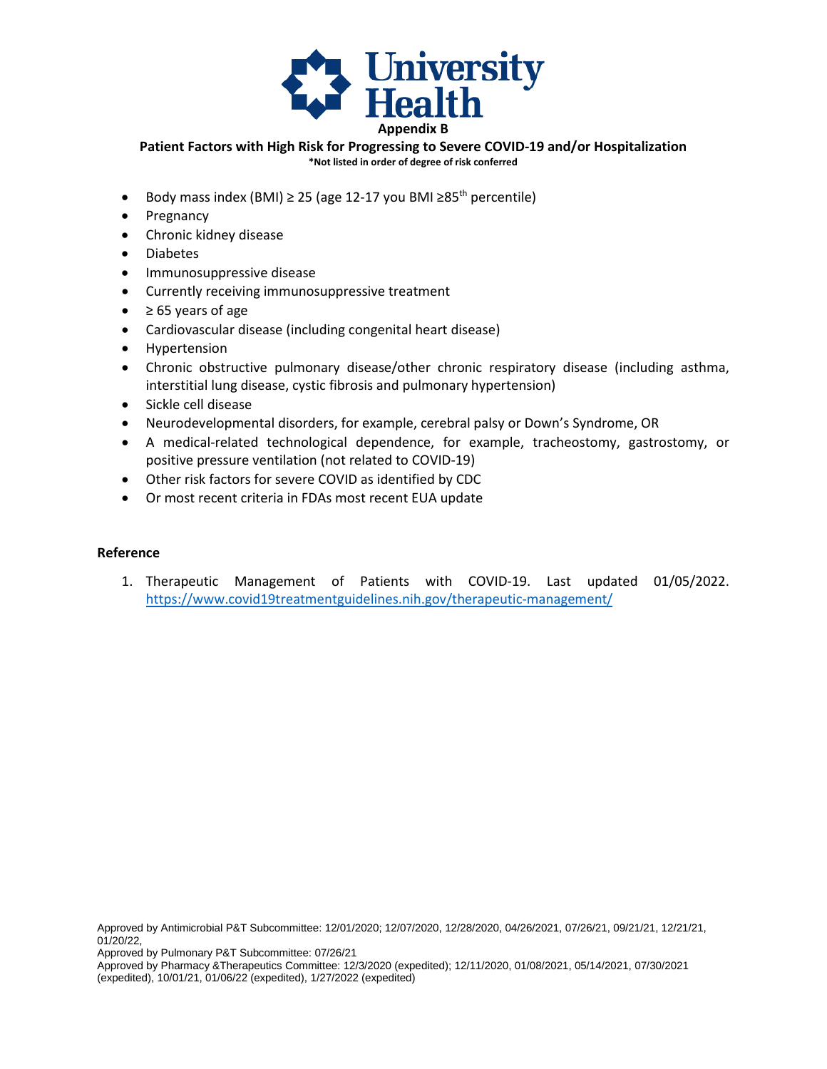**University Health**

## Appendix B

### Patient Factors with High Risk for Progressing to Severe COVID-19 and/or Hospitalization

***Not listed in order of degree of risk conferred**

- Body mass index (BMI) ≥ 25 (age 12-17 you BMI ≥85th percentile)
- Pregnancy
- Chronic kidney disease
- Diabetes
- Immunosuppressive disease
- Currently receiving immunosuppressive treatment
- ≥ 65 years of age
- Cardiovascular disease (including congenital heart disease)
- Hypertension
- Chronic obstructive pulmonary disease/other chronic respiratory disease (including asthma, interstitial lung disease, cystic fibrosis and pulmonary hypertension)
- Sickle cell disease
- Neurodevelopmental disorders, for example, cerebral palsy or Down's Syndrome, OR
- A medical-related technological dependence, for example, tracheostomy, gastrostomy, or positive pressure ventilation (not related to COVID-19)
- Other risk factors for severe COVID as identified by CDC
- Or most recent criteria in FDAs most recent EUA update

### Reference

1. Therapeutic Management of Patients with COVID-19. Last updated 01/05/2022. https://www.covid19treatmentguidelines.nih.gov/therapeutic-management/

Approved by Antimicrobial P&T Subcommittee: 12/01/2020; 12/07/2020, 12/28/2020, 04/26/2021, 07/26/21, 09/21/21, 12/21/21, 01/20/22,
Approved by Pulmonary P&T Subcommittee: 07/26/21
Approved by Pharmacy &Therapeutics Committee: 12/3/2020 (expedited); 12/11/2020, 01/08/2021, 05/14/2021, 07/30/2021 (expedited), 10/01/21, 01/06/22 (expedited), 1/27/2022 (expedited)